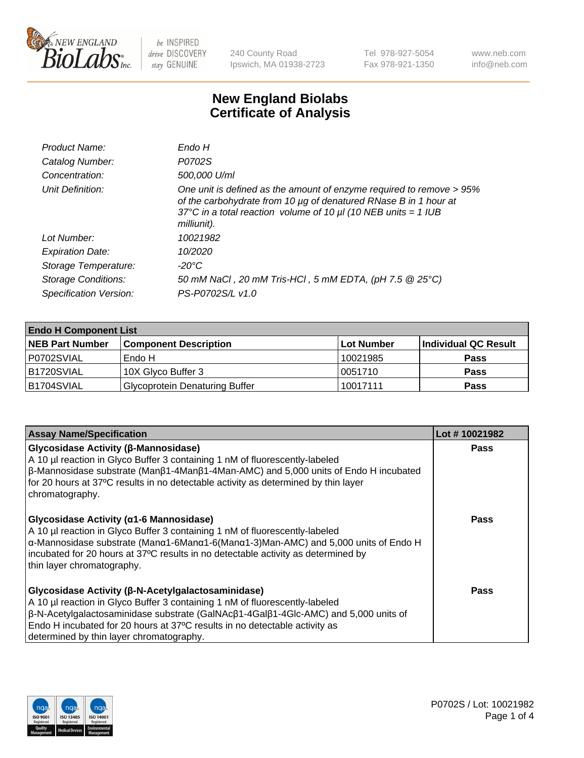# New England Biolabs Certificate of Analysis

| | |
|---|---|
| Product Name: | Endo H |
| Catalog Number: | P0702S |
| Concentration: | 500,000 U/ml |
| Unit Definition: | One unit is defined as the amount of enzyme required to remove > 95% of the carbohydrate from 10 µg of denatured RNase B in 1 hour at 37°C in a total reaction volume of 10 µl (10 NEB units = 1 IUB milliunit). |
| Lot Number: | 10021982 |
| Expiration Date: | 10/2020 |
| Storage Temperature: | -20°C |
| Storage Conditions: | 50 mM NaCl , 20 mM Tris-HCl , 5 mM EDTA, (pH 7.5 @ 25°C) |
| Specification Version: | PS-P0702S/L v1.0 |

| Endo H Component List | | | |
|---|---|---|---|
| **NEB Part Number** | **Component Description** | **Lot Number** | **Individual QC Result** |
| P0702SVIAL | Endo H | 10021985 | Pass |
| B1720SVIAL | 10X Glyco Buffer 3 | 0051710 | Pass |
| B1704SVIAL | Glycoprotein Denaturing Buffer | 10017111 | Pass |

| Assay Name/Specification | Lot # 10021982 |
|---|---|
| **Glycosidase Activity (β-Mannosidase)**<br>A 10 µl reaction in Glyco Buffer 3 containing 1 nM of fluorescently-labeled β-Mannosidase substrate (Manβ1-4Manβ1-4Man-AMC) and 5,000 units of Endo H incubated for 20 hours at 37ºC results in no detectable activity as determined by thin layer chromatography. | Pass |
| **Glycosidase Activity (α1-6 Mannosidase)**<br>A 10 µl reaction in Glyco Buffer 3 containing 1 nM of fluorescently-labeled α-Mannosidase substrate (Manα1-6Manα1-6(Manα1-3)Man-AMC) and 5,000 units of Endo H incubated for 20 hours at 37ºC results in no detectable activity as determined by thin layer chromatography. | Pass |
| **Glycosidase Activity (β-N-Acetylgalactosaminidase)**<br>A 10 µl reaction in Glyco Buffer 3 containing 1 nM of fluorescently-labeled β-N-Acetylgalactosaminidase substrate (GalNAcβ1-4Galβ1-4Glc-AMC) and 5,000 units of Endo H incubated for 20 hours at 37ºC results in no detectable activity as determined by thin layer chromatography. | Pass |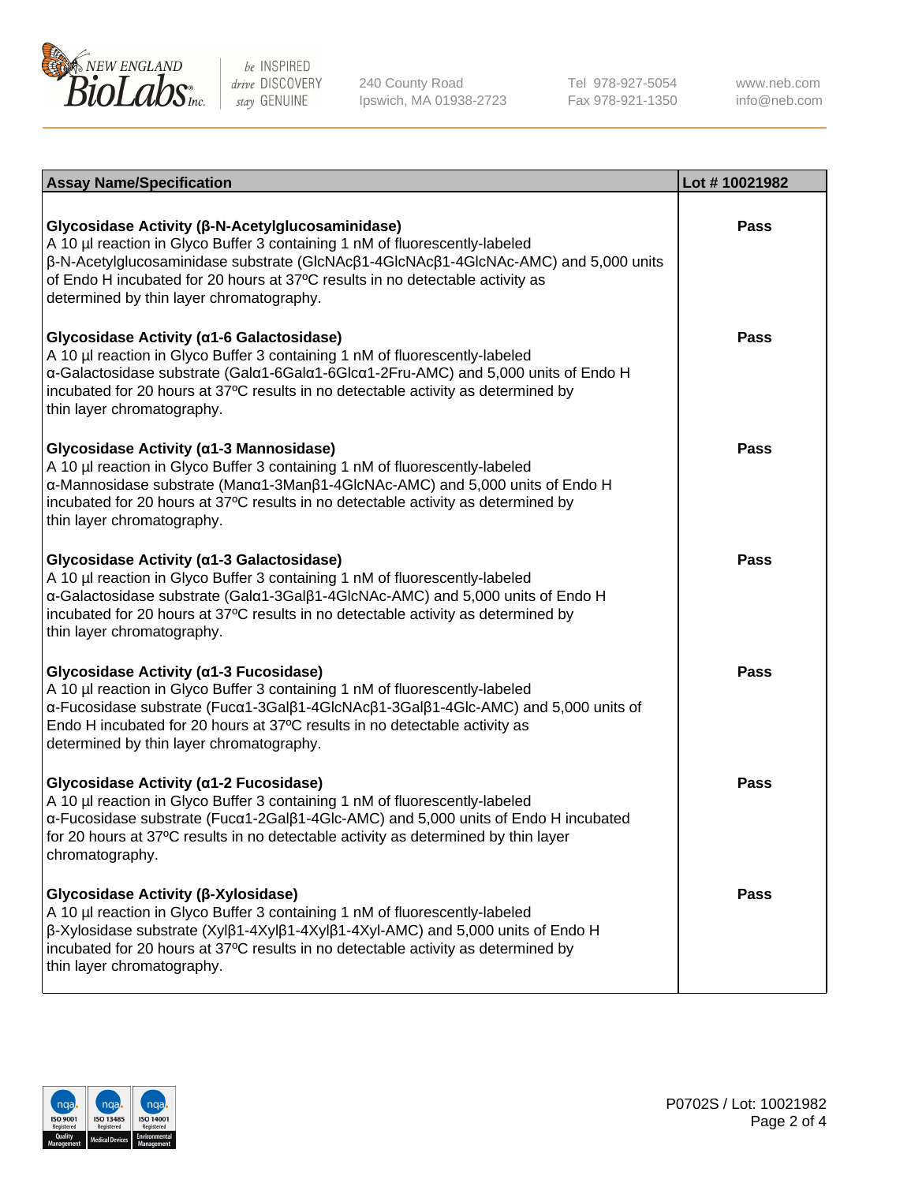| Assay Name/Specification | Lot # 10021982 |
|---|---|
| **Glycosidase Activity (β-N-Acetylglucosaminidase)**<br>A 10 µl reaction in Glyco Buffer 3 containing 1 nM of fluorescently-labeled β-N-Acetylglucosaminidase substrate (GlcNAcβ1-4GlcNAcβ1-4GlcNAc-AMC) and 5,000 units of Endo H incubated for 20 hours at 37ºC results in no detectable activity as determined by thin layer chromatography. | Pass |
| **Glycosidase Activity (α1-6 Galactosidase)**<br>A 10 µl reaction in Glyco Buffer 3 containing 1 nM of fluorescently-labeled α-Galactosidase substrate (Galα1-6Galα1-6Glcα1-2Fru-AMC) and 5,000 units of Endo H incubated for 20 hours at 37ºC results in no detectable activity as determined by thin layer chromatography. | Pass |
| **Glycosidase Activity (α1-3 Mannosidase)**<br>A 10 µl reaction in Glyco Buffer 3 containing 1 nM of fluorescently-labeled α-Mannosidase substrate (Manα1-3Manβ1-4GlcNAc-AMC) and 5,000 units of Endo H incubated for 20 hours at 37ºC results in no detectable activity as determined by thin layer chromatography. | Pass |
| **Glycosidase Activity (α1-3 Galactosidase)**<br>A 10 µl reaction in Glyco Buffer 3 containing 1 nM of fluorescently-labeled α-Galactosidase substrate (Galα1-3Galβ1-4GlcNAc-AMC) and 5,000 units of Endo H incubated for 20 hours at 37ºC results in no detectable activity as determined by thin layer chromatography. | Pass |
| **Glycosidase Activity (α1-3 Fucosidase)**<br>A 10 µl reaction in Glyco Buffer 3 containing 1 nM of fluorescently-labeled α-Fucosidase substrate (Fucα1-3Galβ1-4GlcNAcβ1-3Galβ1-4Glc-AMC) and 5,000 units of Endo H incubated for 20 hours at 37ºC results in no detectable activity as determined by thin layer chromatography. | Pass |
| **Glycosidase Activity (α1-2 Fucosidase)**<br>A 10 µl reaction in Glyco Buffer 3 containing 1 nM of fluorescently-labeled α-Fucosidase substrate (Fucα1-2Galβ1-4Glc-AMC) and 5,000 units of Endo H incubated for 20 hours at 37ºC results in no detectable activity as determined by thin layer chromatography. | Pass |
| **Glycosidase Activity (β-Xylosidase)**<br>A 10 µl reaction in Glyco Buffer 3 containing 1 nM of fluorescently-labeled β-Xylosidase substrate (Xylβ1-4Xylβ1-4Xylβ1-4Xyl-AMC) and 5,000 units of Endo H incubated for 20 hours at 37ºC results in no detectable activity as determined by thin layer chromatography. | Pass |

P0702S / Lot: 10021982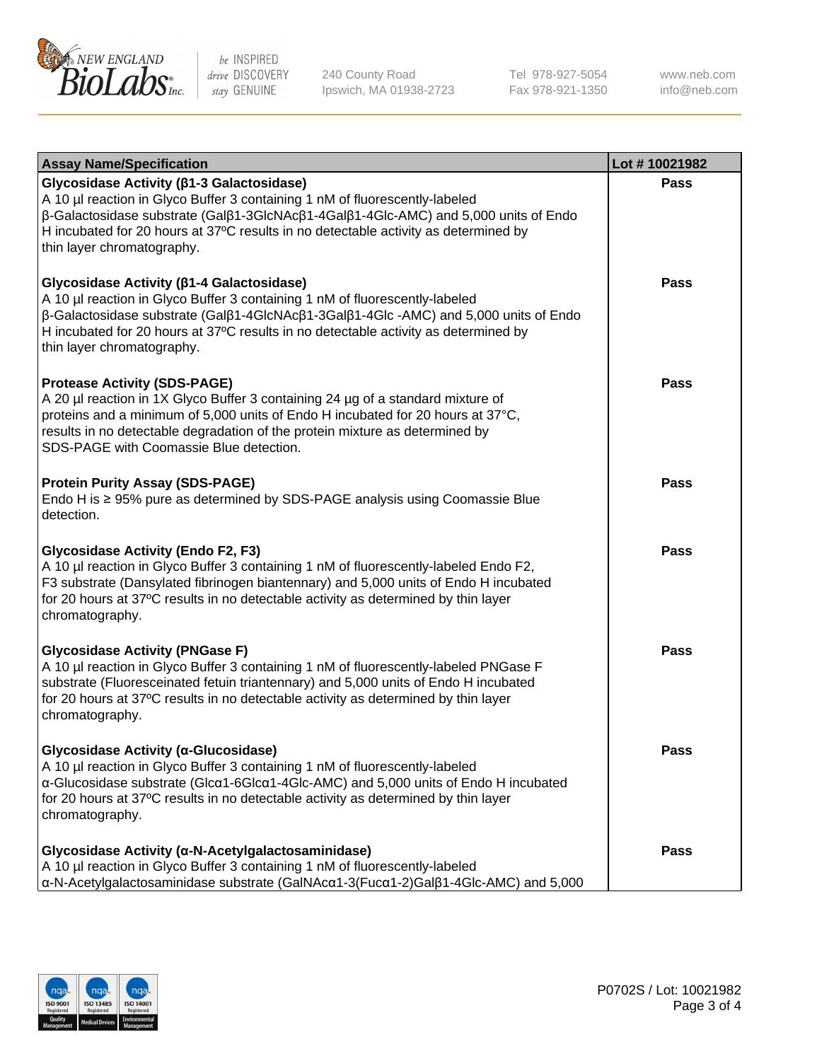| Assay Name/Specification | Lot # 10021982 |
|---|---|
| **Glycosidase Activity (β1-3 Galactosidase)**<br>A 10 µl reaction in Glyco Buffer 3 containing 1 nM of fluorescently-labeled β-Galactosidase substrate (Galβ1-3GlcNAcβ1-4Galβ1-4Glc-AMC) and 5,000 units of Endo H incubated for 20 hours at 37ºC results in no detectable activity as determined by thin layer chromatography. | **Pass** |
| **Glycosidase Activity (β1-4 Galactosidase)**<br>A 10 µl reaction in Glyco Buffer 3 containing 1 nM of fluorescently-labeled β-Galactosidase substrate (Galβ1-4GlcNAcβ1-3Galβ1-4Glc -AMC) and 5,000 units of Endo H incubated for 20 hours at 37ºC results in no detectable activity as determined by thin layer chromatography. | **Pass** |
| **Protease Activity (SDS-PAGE)**<br>A 20 µl reaction in 1X Glyco Buffer 3 containing 24 µg of a standard mixture of proteins and a minimum of 5,000 units of Endo H incubated for 20 hours at 37°C, results in no detectable degradation of the protein mixture as determined by SDS-PAGE with Coomassie Blue detection. | **Pass** |
| **Protein Purity Assay (SDS-PAGE)**<br>Endo H is ≥ 95% pure as determined by SDS-PAGE analysis using Coomassie Blue detection. | **Pass** |
| **Glycosidase Activity (Endo F2, F3)**<br>A 10 µl reaction in Glyco Buffer 3 containing 1 nM of fluorescently-labeled Endo F2, F3 substrate (Dansylated fibrinogen biantennary) and 5,000 units of Endo H incubated for 20 hours at 37ºC results in no detectable activity as determined by thin layer chromatography. | **Pass** |
| **Glycosidase Activity (PNGase F)**<br>A 10 µl reaction in Glyco Buffer 3 containing 1 nM of fluorescently-labeled PNGase F substrate (Fluoresceinated fetuin triantennary) and 5,000 units of Endo H incubated for 20 hours at 37ºC results in no detectable activity as determined by thin layer chromatography. | **Pass** |
| **Glycosidase Activity (α-Glucosidase)**<br>A 10 µl reaction in Glyco Buffer 3 containing 1 nM of fluorescently-labeled α-Glucosidase substrate (Glcα1-6Glcα1-4Glc-AMC) and 5,000 units of Endo H incubated for 20 hours at 37ºC results in no detectable activity as determined by thin layer chromatography. | **Pass** |
| **Glycosidase Activity (α-N-Acetylgalactosaminidase)**<br>A 10 µl reaction in Glyco Buffer 3 containing 1 nM of fluorescently-labeled α-N-Acetylgalactosaminidase substrate (GalNAcα1-3(Fucα1-2)Galβ1-4Glc-AMC) and 5,000 | **Pass** |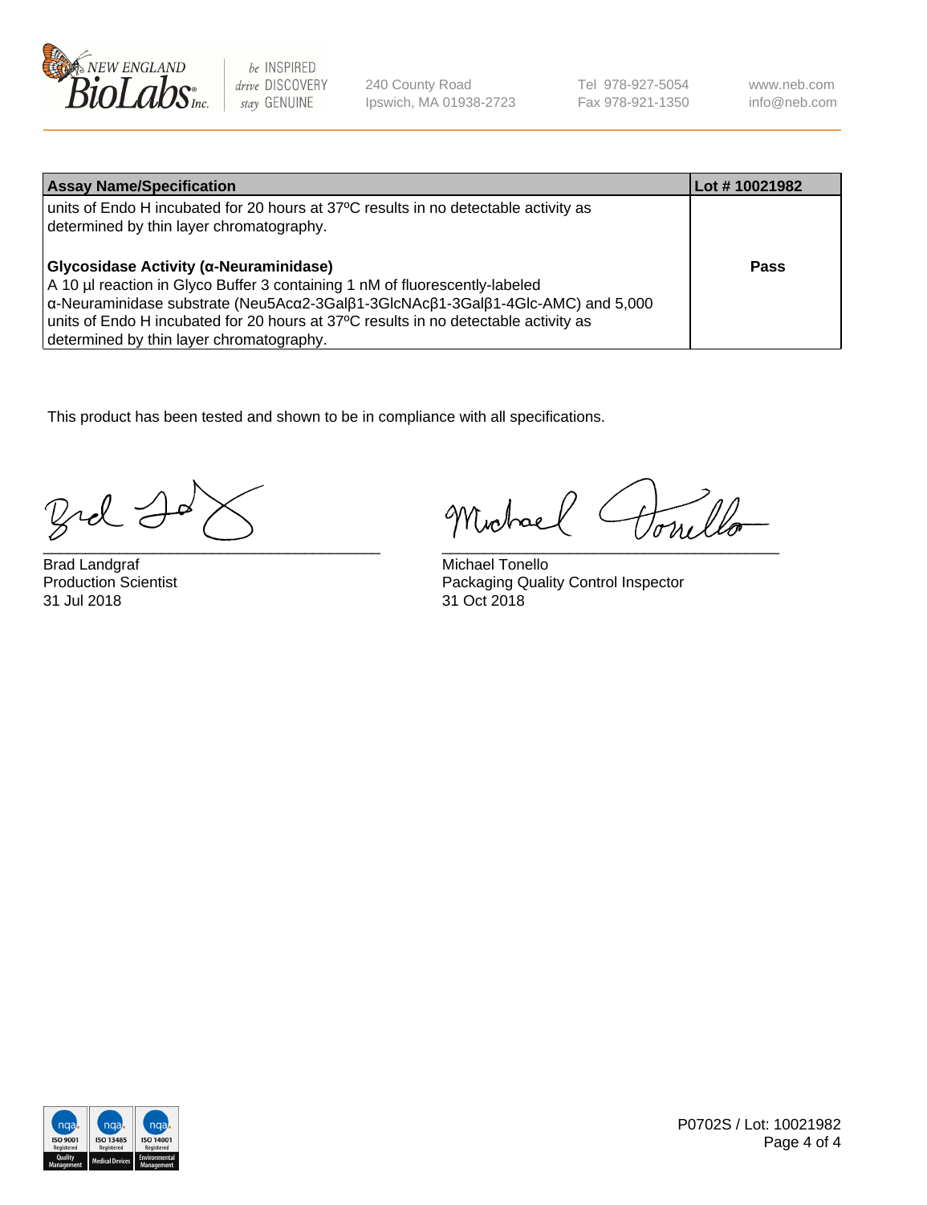| Assay Name/Specification | Lot # 10021982 |
| --- | --- |
| units of Endo H incubated for 20 hours at 37ºC results in no detectable activity as determined by thin layer chromatography. | |
| **Glycosidase Activity (α-Neuraminidase)**<br>A 10 µl reaction in Glyco Buffer 3 containing 1 nM of fluorescently-labeled α-Neuraminidase substrate (Neu5Acα2-3Galβ1-3GlcNAcβ1-3Galβ1-4Glc-AMC) and 5,000 units of Endo H incubated for 20 hours at 37ºC results in no detectable activity as determined by thin layer chromatography. | **Pass** |

This product has been tested and shown to be in compliance with all specifications.

Brad Landgraf
Production Scientist
31 Jul 2018

Michael Tonello
Packaging Quality Control Inspector
31 Oct 2018

P0702S / Lot: 10021982